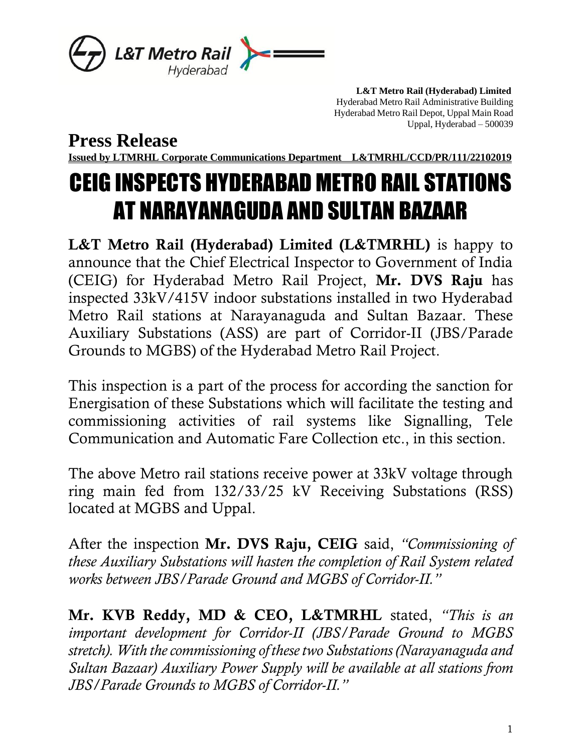L&T Metro Rail Hyderabad

**L&T Metro Rail (Hyderabad) Limited**
Hyderabad Metro Rail Administrative Building
Hyderabad Metro Rail Depot, Uppal Main Road
Uppal, Hyderabad – 500039

## Press Release

**Issued by LTMRHL Corporate Communications Department L&TMRHL/CCD/PR/111/22102019**

# CEIG INSPECTS HYDERABAD METRO RAIL STATIONS AT NARAYANAGUDA AND SULTAN BAZAAR

**L&T Metro Rail (Hyderabad) Limited (L&TMRHL)** is happy to announce that the Chief Electrical Inspector to Government of India (CEIG) for Hyderabad Metro Rail Project, **Mr. DVS Raju** has inspected 33kV/415V indoor substations installed in two Hyderabad Metro Rail stations at Narayanaguda and Sultan Bazaar. These Auxiliary Substations (ASS) are part of Corridor-II (JBS/Parade Grounds to MGBS) of the Hyderabad Metro Rail Project.

This inspection is a part of the process for according the sanction for Energisation of these Substations which will facilitate the testing and commissioning activities of rail systems like Signalling, Tele Communication and Automatic Fare Collection etc., in this section.

The above Metro rail stations receive power at 33kV voltage through ring main fed from 132/33/25 kV Receiving Substations (RSS) located at MGBS and Uppal.

After the inspection **Mr. DVS Raju, CEIG** said, *"Commissioning of these Auxiliary Substations will hasten the completion of Rail System related works between JBS/Parade Ground and MGBS of Corridor-II."*

**Mr. KVB Reddy, MD & CEO, L&TMRHL** stated, *"This is an important development for Corridor-II (JBS/Parade Ground to MGBS stretch). With the commissioning of these two Substations (Narayanaguda and Sultan Bazaar) Auxiliary Power Supply will be available at all stations from JBS/Parade Grounds to MGBS of Corridor-II."*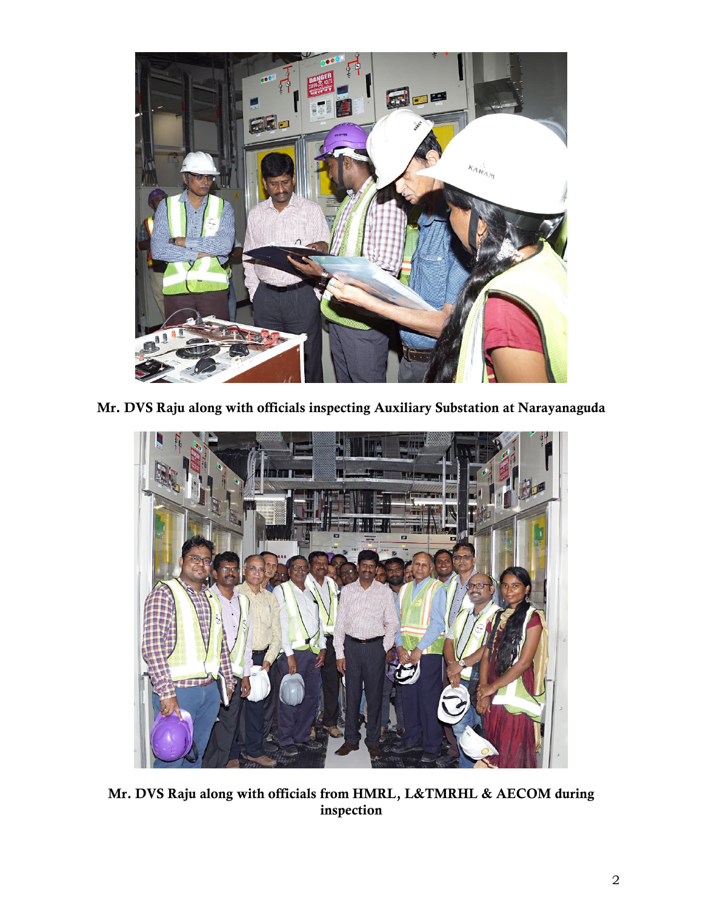**Mr. DVS Raju along with officials inspecting Auxiliary Substation at Narayanaguda**

**Mr. DVS Raju along with officials from HMRL, L&TMRHL & AECOM during inspection**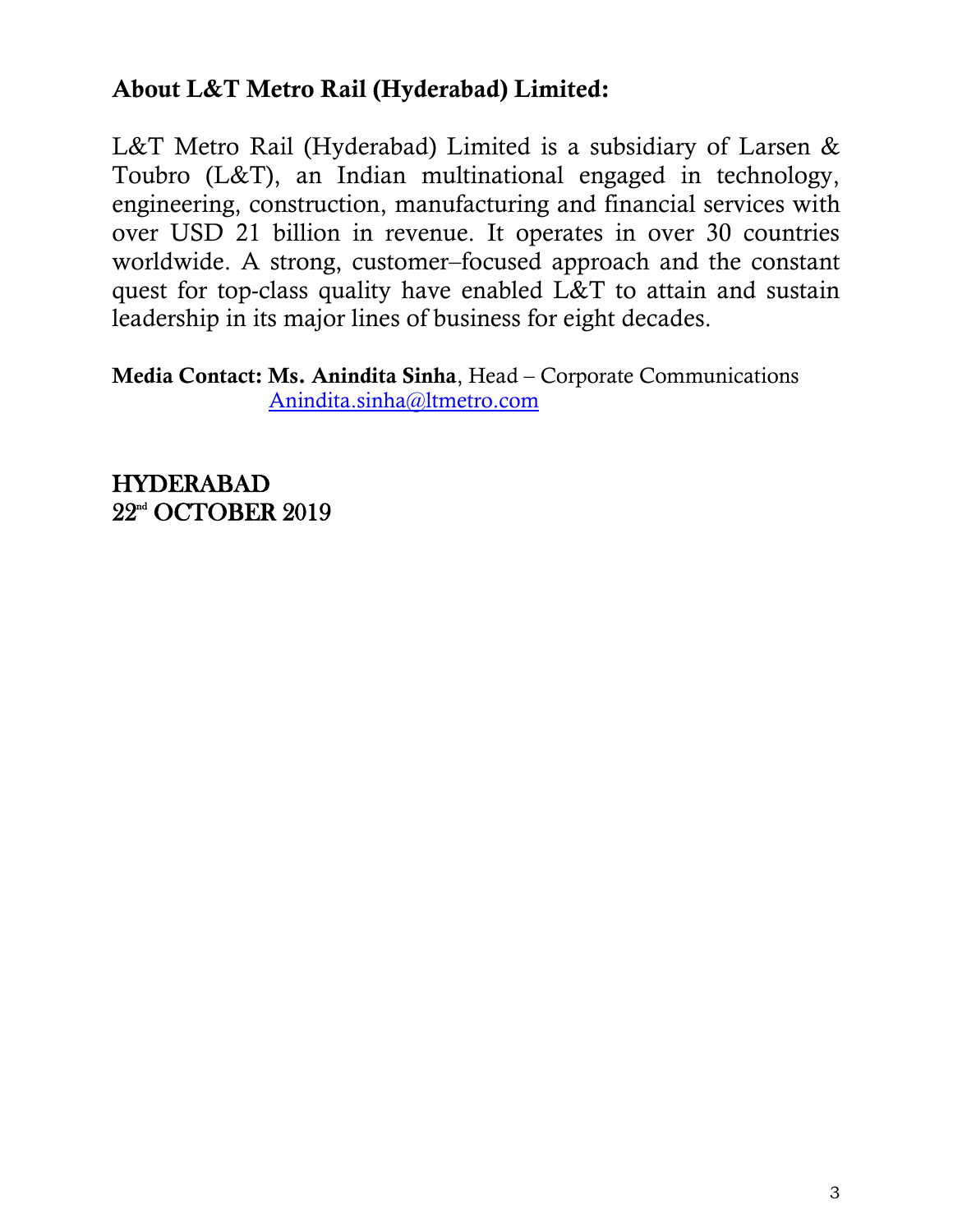## About L&T Metro Rail (Hyderabad) Limited:

L&T Metro Rail (Hyderabad) Limited is a subsidiary of Larsen & Toubro (L&T), an Indian multinational engaged in technology, engineering, construction, manufacturing and financial services with over USD 21 billion in revenue. It operates in over 30 countries worldwide. A strong, customer–focused approach and the constant quest for top-class quality have enabled L&T to attain and sustain leadership in its major lines of business for eight decades.

**Media Contact: Ms. Anindita Sinha**, Head – Corporate Communications
Anindita.sinha@ltmetro.com

HYDERABAD
22nd OCTOBER 2019